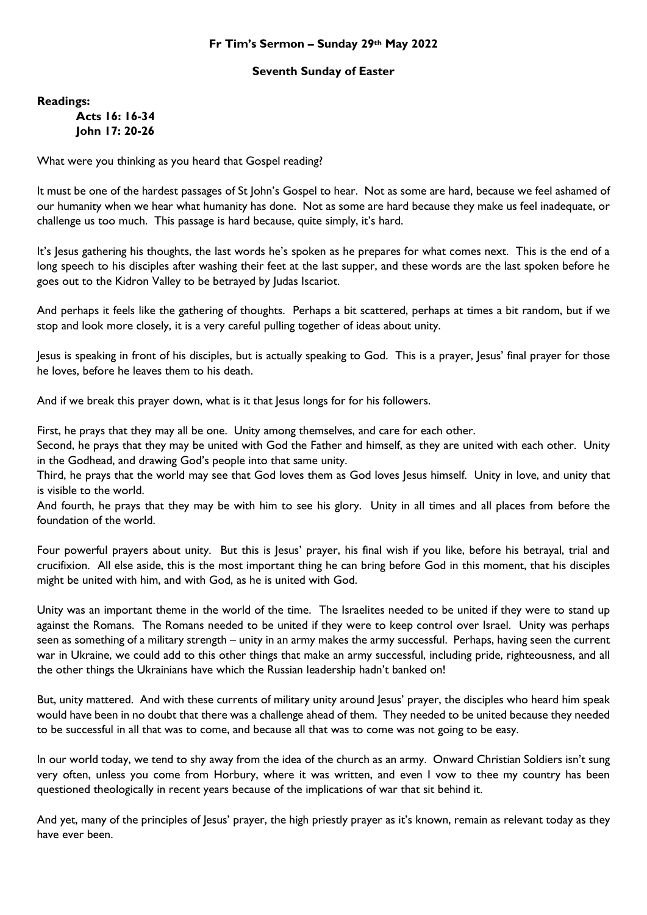**Fr Tim's Sermon – Sunday 29th May 2022**

**Seventh Sunday of Easter**

**Readings:**

**Acts 16: 16-34**
**John 17: 20-26**

What were you thinking as you heard that Gospel reading?

It must be one of the hardest passages of St John's Gospel to hear. Not as some are hard, because we feel ashamed of our humanity when we hear what humanity has done. Not as some are hard because they make us feel inadequate, or challenge us too much. This passage is hard because, quite simply, it's hard.

It's Jesus gathering his thoughts, the last words he's spoken as he prepares for what comes next. This is the end of a long speech to his disciples after washing their feet at the last supper, and these words are the last spoken before he goes out to the Kidron Valley to be betrayed by Judas Iscariot.

And perhaps it feels like the gathering of thoughts. Perhaps a bit scattered, perhaps at times a bit random, but if we stop and look more closely, it is a very careful pulling together of ideas about unity.

Jesus is speaking in front of his disciples, but is actually speaking to God. This is a prayer, Jesus' final prayer for those he loves, before he leaves them to his death.

And if we break this prayer down, what is it that Jesus longs for for his followers.

First, he prays that they may all be one. Unity among themselves, and care for each other.
Second, he prays that they may be united with God the Father and himself, as they are united with each other. Unity in the Godhead, and drawing God's people into that same unity.
Third, he prays that the world may see that God loves them as God loves Jesus himself. Unity in love, and unity that is visible to the world.
And fourth, he prays that they may be with him to see his glory. Unity in all times and all places from before the foundation of the world.

Four powerful prayers about unity. But this is Jesus' prayer, his final wish if you like, before his betrayal, trial and crucifixion. All else aside, this is the most important thing he can bring before God in this moment, that his disciples might be united with him, and with God, as he is united with God.

Unity was an important theme in the world of the time. The Israelites needed to be united if they were to stand up against the Romans. The Romans needed to be united if they were to keep control over Israel. Unity was perhaps seen as something of a military strength – unity in an army makes the army successful. Perhaps, having seen the current war in Ukraine, we could add to this other things that make an army successful, including pride, righteousness, and all the other things the Ukrainians have which the Russian leadership hadn't banked on!

But, unity mattered. And with these currents of military unity around Jesus' prayer, the disciples who heard him speak would have been in no doubt that there was a challenge ahead of them. They needed to be united because they needed to be successful in all that was to come, and because all that was to come was not going to be easy.

In our world today, we tend to shy away from the idea of the church as an army. Onward Christian Soldiers isn't sung very often, unless you come from Horbury, where it was written, and even I vow to thee my country has been questioned theologically in recent years because of the implications of war that sit behind it.

And yet, many of the principles of Jesus' prayer, the high priestly prayer as it's known, remain as relevant today as they have ever been.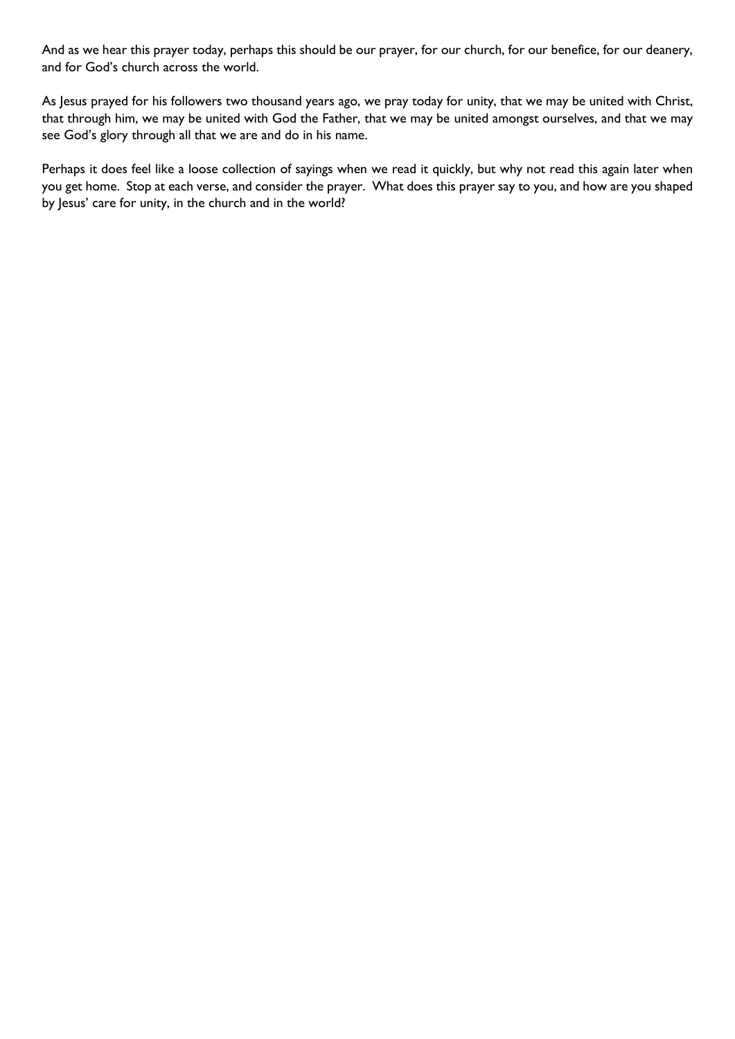And as we hear this prayer today, perhaps this should be our prayer, for our church, for our benefice, for our deanery, and for God's church across the world.

As Jesus prayed for his followers two thousand years ago, we pray today for unity, that we may be united with Christ, that through him, we may be united with God the Father, that we may be united amongst ourselves, and that we may see God's glory through all that we are and do in his name.

Perhaps it does feel like a loose collection of sayings when we read it quickly, but why not read this again later when you get home. Stop at each verse, and consider the prayer. What does this prayer say to you, and how are you shaped by Jesus' care for unity, in the church and in the world?